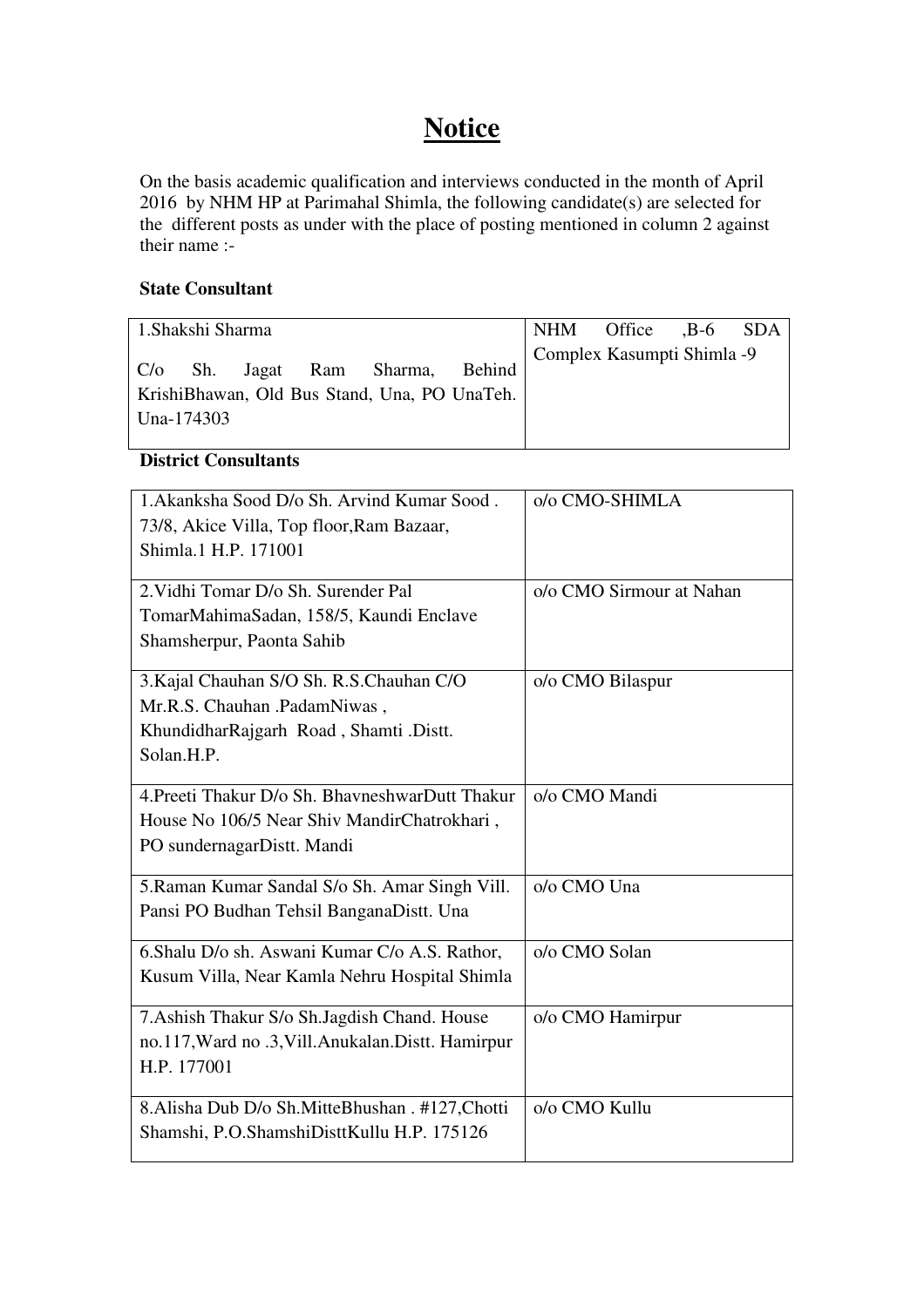# Notice

On the basis academic qualification and interviews conducted in the month of April 2016 by NHM HP at Parimahal Shimla, the following candidate(s) are selected for the different posts as under with the place of posting mentioned in column 2 against their name :-

**State Consultant**

| | |
|---|---|
| 1.Shakshi Sharma<br><br>C/o Sh. Jagat Ram Sharma, Behind KrishiBhawan, Old Bus Stand, Una, PO UnaTeh. Una-174303 | NHM Office ,B-6 SDA Complex Kasumpti Shimla -9 |

**District Consultants**

| | |
|---|---|
| 1.Akanksha Sood D/o Sh. Arvind Kumar Sood . 73/8, Akice Villa, Top floor,Ram Bazaar, Shimla.1 H.P. 171001 | o/o CMO-SHIMLA |
| 2.Vidhi Tomar D/o Sh. Surender Pal TomarMahimaSadan, 158/5, Kaundi Enclave Shamsherpur, Paonta Sahib | o/o CMO Sirmour at Nahan |
| 3.Kajal Chauhan S/O Sh. R.S.Chauhan C/O Mr.R.S. Chauhan .PadamNiwas , KhundidharRajgarh Road , Shamti .Distt. Solan.H.P. | o/o CMO Bilaspur |
| 4.Preeti Thakur D/o Sh. BhavneshwarDutt Thakur House No 106/5 Near Shiv MandirChatrokhari , PO sundernagarDistt. Mandi | o/o CMO Mandi |
| 5.Raman Kumar Sandal S/o Sh. Amar Singh Vill. Pansi PO Budhan Tehsil BanganaDistt. Una | o/o CMO Una |
| 6.Shalu D/o sh. Aswani Kumar C/o A.S. Rathor, Kusum Villa, Near Kamla Nehru Hospital Shimla | o/o CMO Solan |
| 7.Ashish Thakur S/o Sh.Jagdish Chand. House no.117,Ward no .3,Vill.Anukalan.Distt. Hamirpur H.P. 177001 | o/o CMO Hamirpur |
| 8.Alisha Dub D/o Sh.MitteBhushan . #127,Chotti Shamshi, P.O.ShamshiDisttKullu H.P. 175126 | o/o CMO Kullu |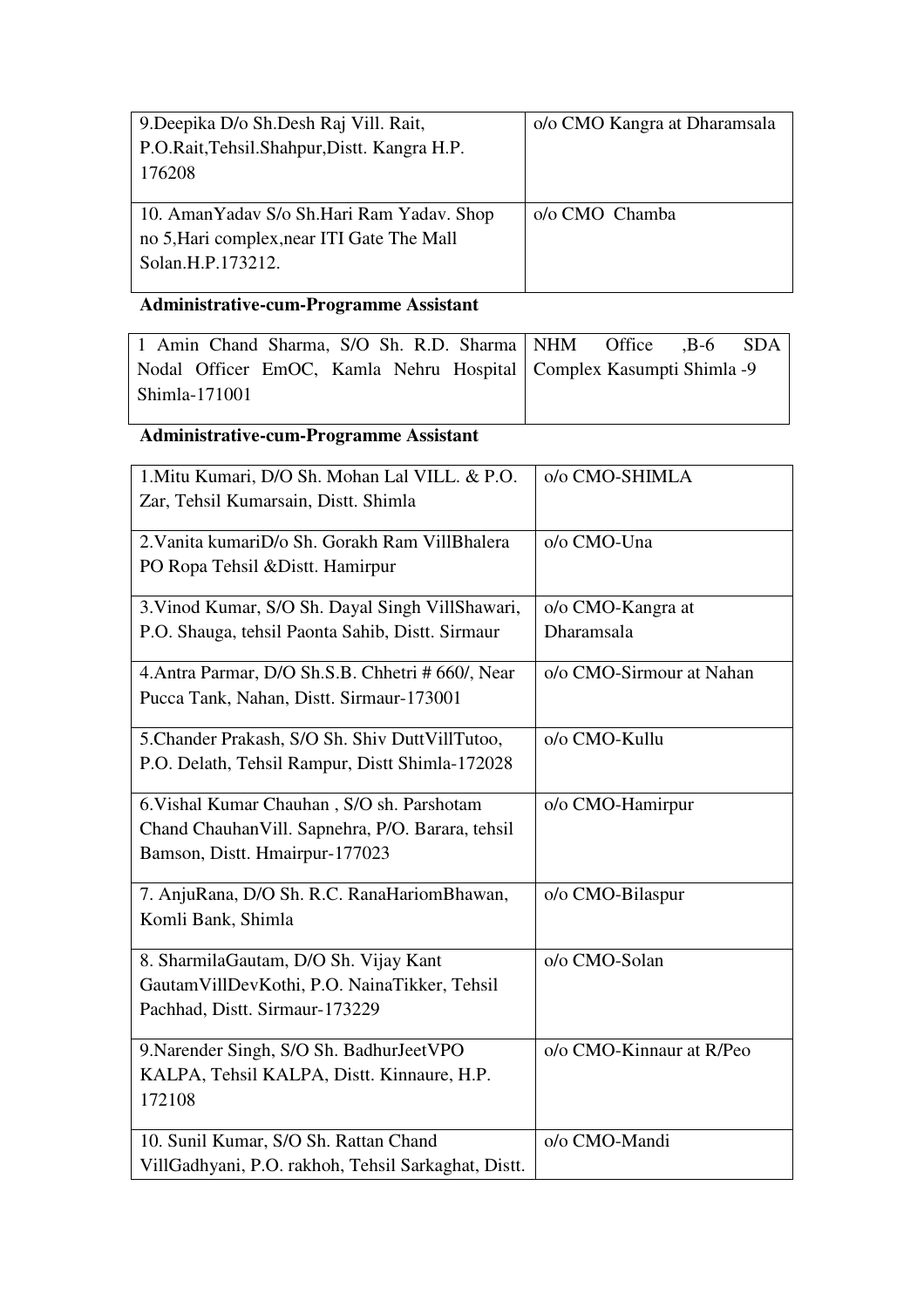| | |
|---|---|
| 9.Deepika D/o Sh.Desh Raj Vill. Rait, P.O.Rait,Tehsil.Shahpur,Distt. Kangra H.P. 176208 | o/o CMO Kangra at Dharamsala |
| 10. AmanYadav S/o Sh.Hari Ram Yadav. Shop no 5,Hari complex,near ITI Gate The Mall Solan.H.P.173212. | o/o CMO Chamba |

**Administrative-cum-Programme Assistant**

| | |
|---|---|
| 1 Amin Chand Sharma, S/O Sh. R.D. Sharma Nodal Officer EmOC, Kamla Nehru Hospital Shimla-171001 | NHM Office ,B-6 SDA Complex Kasumpti Shimla -9 |

**Administrative-cum-Programme Assistant**

| | |
|---|---|
| 1.Mitu Kumari, D/O Sh. Mohan Lal VILL. & P.O. Zar, Tehsil Kumarsain, Distt. Shimla | o/o CMO-SHIMLA |
| 2.Vanita kumariD/o Sh. Gorakh Ram VillBhalera PO Ropa Tehsil &Distt. Hamirpur | o/o CMO-Una |
| 3.Vinod Kumar, S/O Sh. Dayal Singh VillShawari, P.O. Shauga, tehsil Paonta Sahib, Distt. Sirmaur | o/o CMO-Kangra at Dharamsala |
| 4.Antra Parmar, D/O Sh.S.B. Chhetri # 660/, Near Pucca Tank, Nahan, Distt. Sirmaur-173001 | o/o CMO-Sirmour at Nahan |
| 5.Chander Prakash, S/O Sh. Shiv DuttVillTutoo, P.O. Delath, Tehsil Rampur, Distt Shimla-172028 | o/o CMO-Kullu |
| 6.Vishal Kumar Chauhan , S/O sh. Parshotam Chand ChauhanVill. Sapnehra, P/O. Barara, tehsil Bamson, Distt. Hmairpur-177023 | o/o CMO-Hamirpur |
| 7. AnjuRana, D/O Sh. R.C. RanaHariomBhawan, Komli Bank, Shimla | o/o CMO-Bilaspur |
| 8. SharmilaGautam, D/O Sh. Vijay Kant GautamVillDevKothi, P.O. NainaTikker, Tehsil Pachhad, Distt. Sirmaur-173229 | o/o CMO-Solan |
| 9.Narender Singh, S/O Sh. BadhurJeetVPO KALPA, Tehsil KALPA, Distt. Kinnaure, H.P. 172108 | o/o CMO-Kinnaur at R/Peo |
| 10. Sunil Kumar, S/O Sh. Rattan Chand VillGadhyani, P.O. rakhoh, Tehsil Sarkaghat, Distt. | o/o CMO-Mandi |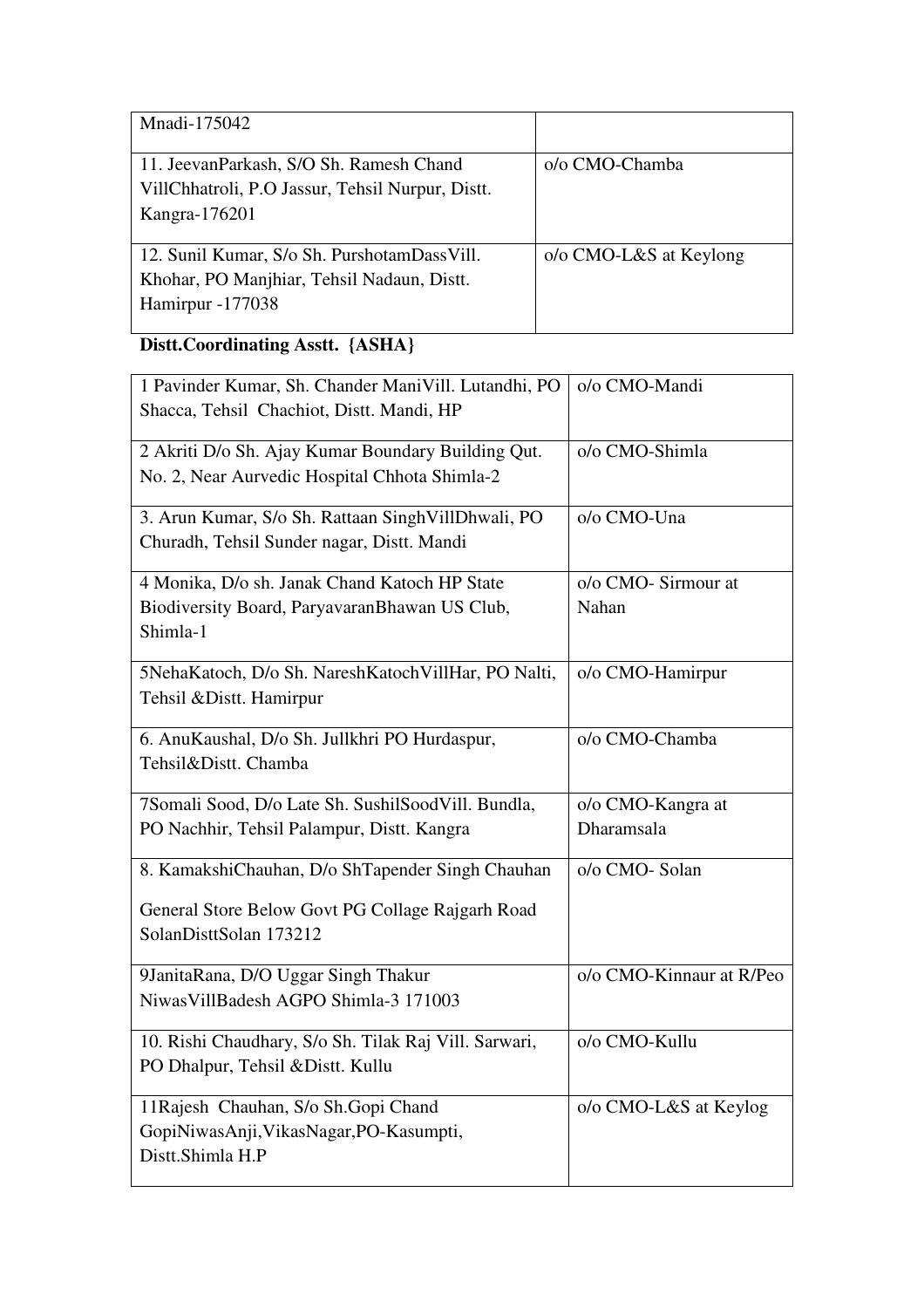| | |
|---|---|
| Mnadi-175042 | |
| 11. JeevanParkash, S/O Sh. Ramesh Chand VillChhatroli, P.O Jassur, Tehsil Nurpur, Distt. Kangra-176201 | o/o CMO-Chamba |
| 12. Sunil Kumar, S/o Sh. PurshotamDassVill. Khohar, PO Manjhiar, Tehsil Nadaun, Distt. Hamirpur -177038 | o/o CMO-L&S at Keylong |

**Distt.Coordinating Asstt. {ASHA}**

| | |
|---|---|
| 1 Pavinder Kumar, Sh. Chander ManiVill. Lutandhi, PO Shacca, Tehsil Chachiot, Distt. Mandi, HP | o/o CMO-Mandi |
| 2 Akriti D/o Sh. Ajay Kumar Boundary Building Qut. No. 2, Near Aurvedic Hospital Chhota Shimla-2 | o/o CMO-Shimla |
| 3. Arun Kumar, S/o Sh. Rattaan SinghVillDhwali, PO Churadh, Tehsil Sunder nagar, Distt. Mandi | o/o CMO-Una |
| 4 Monika, D/o sh. Janak Chand Katoch HP State Biodiversity Board, ParyavaranBhawan US Club, Shimla-1 | o/o CMO- Sirmour at Nahan |
| 5NehaKatoch, D/o Sh. NareshKatochVillHar, PO Nalti, Tehsil &Distt. Hamirpur | o/o CMO-Hamirpur |
| 6. AnuKaushal, D/o Sh. Jullkhri PO Hurdaspur, Tehsil&Distt. Chamba | o/o CMO-Chamba |
| 7Somali Sood, D/o Late Sh. SushilSoodVill. Bundla, PO Nachhir, Tehsil Palampur, Distt. Kangra | o/o CMO-Kangra at Dharamsala |
| 8. KamakshiChauhan, D/o ShTapender Singh Chauhan General Store Below Govt PG Collage Rajgarh Road SolanDisttSolan 173212 | o/o CMO- Solan |
| 9JanitaRana, D/O Uggar Singh Thakur NiwasVillBadesh AGPO Shimla-3 171003 | o/o CMO-Kinnaur at R/Peo |
| 10. Rishi Chaudhary, S/o Sh. Tilak Raj Vill. Sarwari, PO Dhalpur, Tehsil &Distt. Kullu | o/o CMO-Kullu |
| 11Rajesh Chauhan, S/o Sh.Gopi Chand GopiNiwasAnji,VikasNagar,PO-Kasumpti, Distt.Shimla H.P | o/o CMO-L&S at Keylog |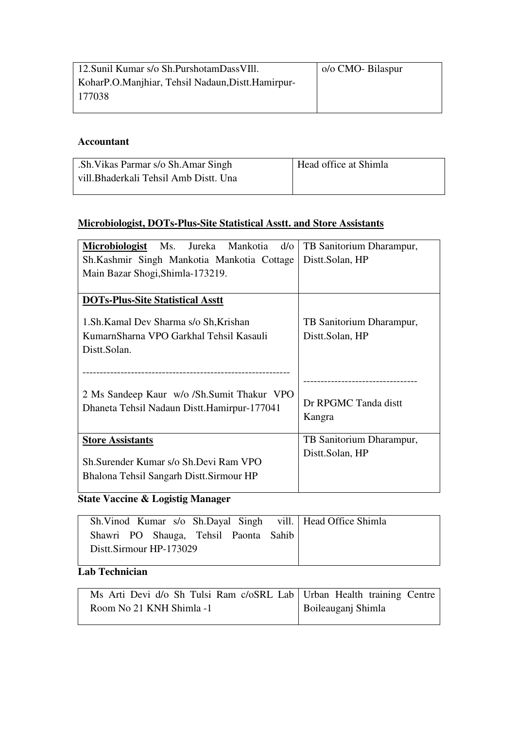| | |
|---|---|
| 12.Sunil Kumar s/o Sh.PurshotamDassVIll. KoharP.O.Manjhiar, Tehsil Nadaun,Distt.Hamirpur-177038 | o/o CMO- Bilaspur |

**Accountant**

| | |
|---|---|
| .Sh.Vikas Parmar s/o Sh.Amar Singh vill.Bhaderkali Tehsil Amb Distt. Una | Head office at Shimla |

**<u>Microbiologist, DOTs-Plus-Site Statistical Asstt. and Store Assistants</u>**

| | |
|---|---|
| **<u>Microbiologist</u>** Ms. Jureka Mankotia d/o Sh.Kashmir Singh Mankotia Mankotia Cottage Main Bazar Shogi,Shimla-173219. | TB Sanitorium Dharampur, Distt.Solan, HP |
| **<u>DOTs-Plus-Site Statistical Asstt</u>**<br><br>1.Sh.Kamal Dev Sharma s/o Sh,Krishan KumarnSharna VPO Garkhal Tehsil Kasauli Distt.Solan.<br>------------------------------------------------------------<br>2 Ms Sandeep Kaur w/o /Sh.Sumit Thakur VPO Dhaneta Tehsil Nadaun Distt.Hamirpur-177041 | <br><br>TB Sanitorium Dharampur, Distt.Solan, HP<br>---------------------------------<br>Dr RPGMC Tanda distt Kangra |
| **<u>Store Assistants</u>**<br><br>Sh.Surender Kumar s/o Sh.Devi Ram VPO Bhalona Tehsil Sangarh Distt.Sirmour HP | TB Sanitorium Dharampur, Distt.Solan, HP |

**State Vaccine & Logistig Manager**

| | |
|---|---|
| Sh.Vinod Kumar s/o Sh.Dayal Singh vill. Shawri PO Shauga, Tehsil Paonta Sahib Distt.Sirmour HP-173029 | Head Office Shimla |

**Lab Technician**

| | |
|---|---|
| Ms Arti Devi d/o Sh Tulsi Ram c/oSRL Lab Room No 21 KNH Shimla -1 | Urban Health training Centre Boileauganj Shimla |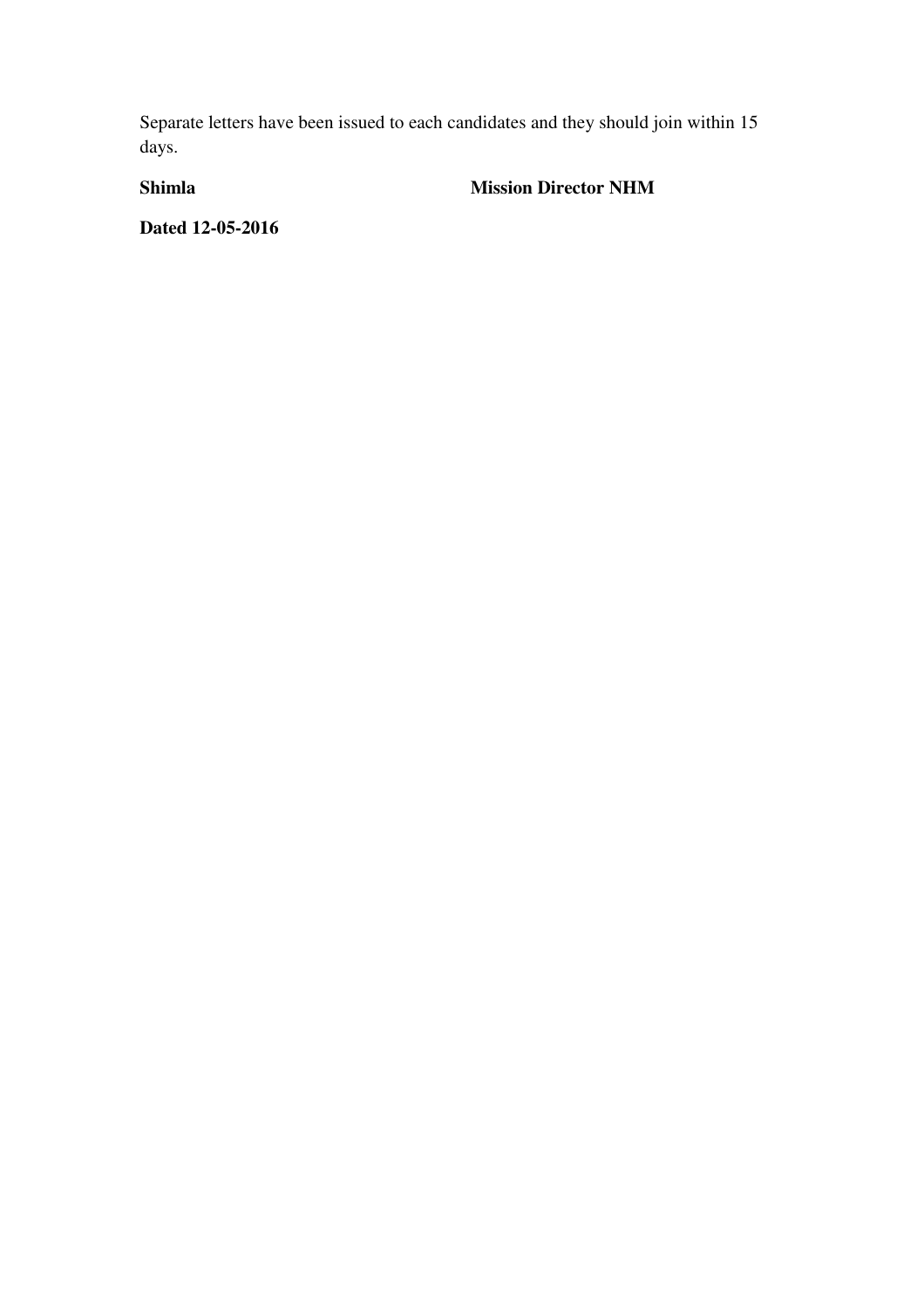Separate letters have been issued to each candidates and they should join within 15 days.

**Shimla** **Mission Director NHM**

**Dated 12-05-2016**